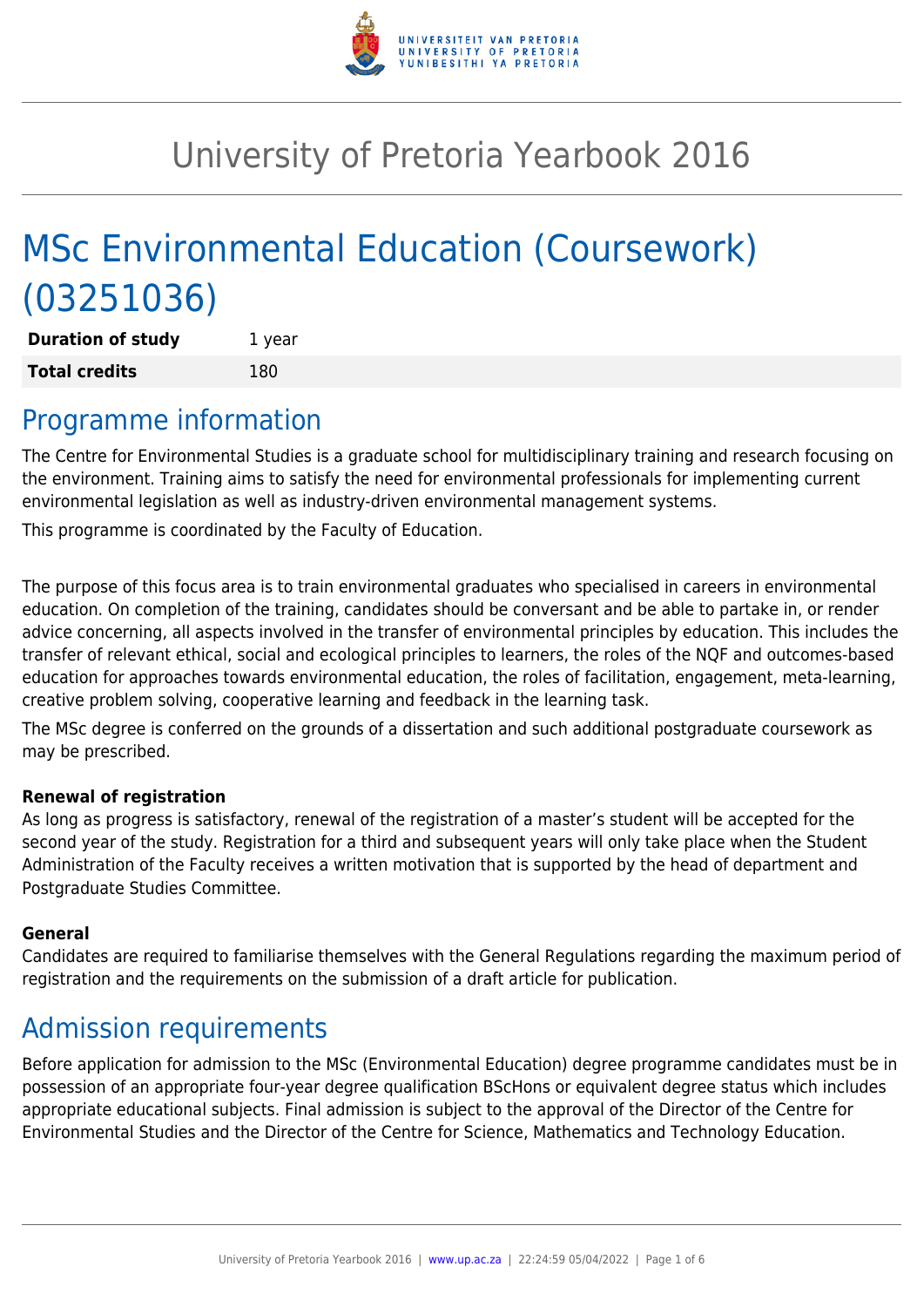# University of Pretoria Yearbook 2016

# MSc Environmental Education (Coursework) (03251036)

| | |
|---|---|
| **Duration of study** | 1 year |
| **Total credits** | 180 |

## Programme information

The Centre for Environmental Studies is a graduate school for multidisciplinary training and research focusing on the environment. Training aims to satisfy the need for environmental professionals for implementing current environmental legislation as well as industry-driven environmental management systems.

This programme is coordinated by the Faculty of Education.

The purpose of this focus area is to train environmental graduates who specialised in careers in environmental education. On completion of the training, candidates should be conversant and be able to partake in, or render advice concerning, all aspects involved in the transfer of environmental principles by education. This includes the transfer of relevant ethical, social and ecological principles to learners, the roles of the NQF and outcomes-based education for approaches towards environmental education, the roles of facilitation, engagement, meta-learning, creative problem solving, cooperative learning and feedback in the learning task.

The MSc degree is conferred on the grounds of a dissertation and such additional postgraduate coursework as may be prescribed.

**Renewal of registration**
As long as progress is satisfactory, renewal of the registration of a master's student will be accepted for the second year of the study. Registration for a third and subsequent years will only take place when the Student Administration of the Faculty receives a written motivation that is supported by the head of department and Postgraduate Studies Committee.

**General**
Candidates are required to familiarise themselves with the General Regulations regarding the maximum period of registration and the requirements on the submission of a draft article for publication.

## Admission requirements

Before application for admission to the MSc (Environmental Education) degree programme candidates must be in possession of an appropriate four-year degree qualification BScHons or equivalent degree status which includes appropriate educational subjects. Final admission is subject to the approval of the Director of the Centre for Environmental Studies and the Director of the Centre for Science, Mathematics and Technology Education.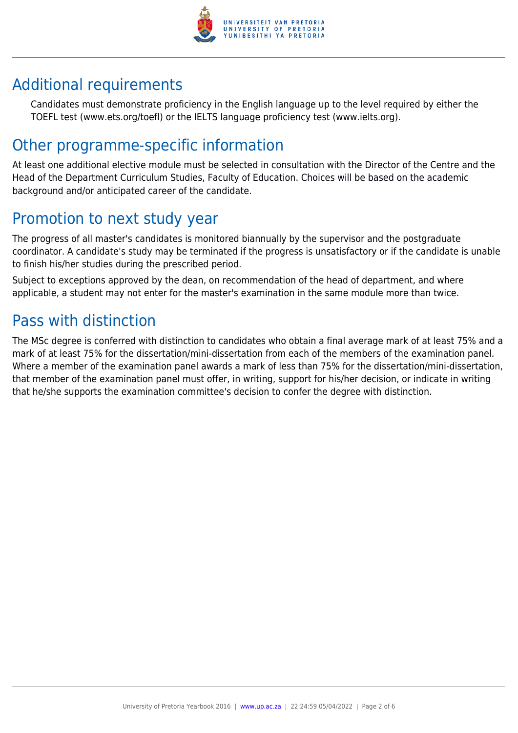## Additional requirements

Candidates must demonstrate proficiency in the English language up to the level required by either the TOEFL test (www.ets.org/toefl) or the IELTS language proficiency test (www.ielts.org).

## Other programme-specific information

At least one additional elective module must be selected in consultation with the Director of the Centre and the Head of the Department Curriculum Studies, Faculty of Education. Choices will be based on the academic background and/or anticipated career of the candidate.

## Promotion to next study year

The progress of all master's candidates is monitored biannually by the supervisor and the postgraduate coordinator. A candidate's study may be terminated if the progress is unsatisfactory or if the candidate is unable to finish his/her studies during the prescribed period.

Subject to exceptions approved by the dean, on recommendation of the head of department, and where applicable, a student may not enter for the master's examination in the same module more than twice.

## Pass with distinction

The MSc degree is conferred with distinction to candidates who obtain a final average mark of at least 75% and a mark of at least 75% for the dissertation/mini-dissertation from each of the members of the examination panel. Where a member of the examination panel awards a mark of less than 75% for the dissertation/mini-dissertation, that member of the examination panel must offer, in writing, support for his/her decision, or indicate in writing that he/she supports the examination committee's decision to confer the degree with distinction.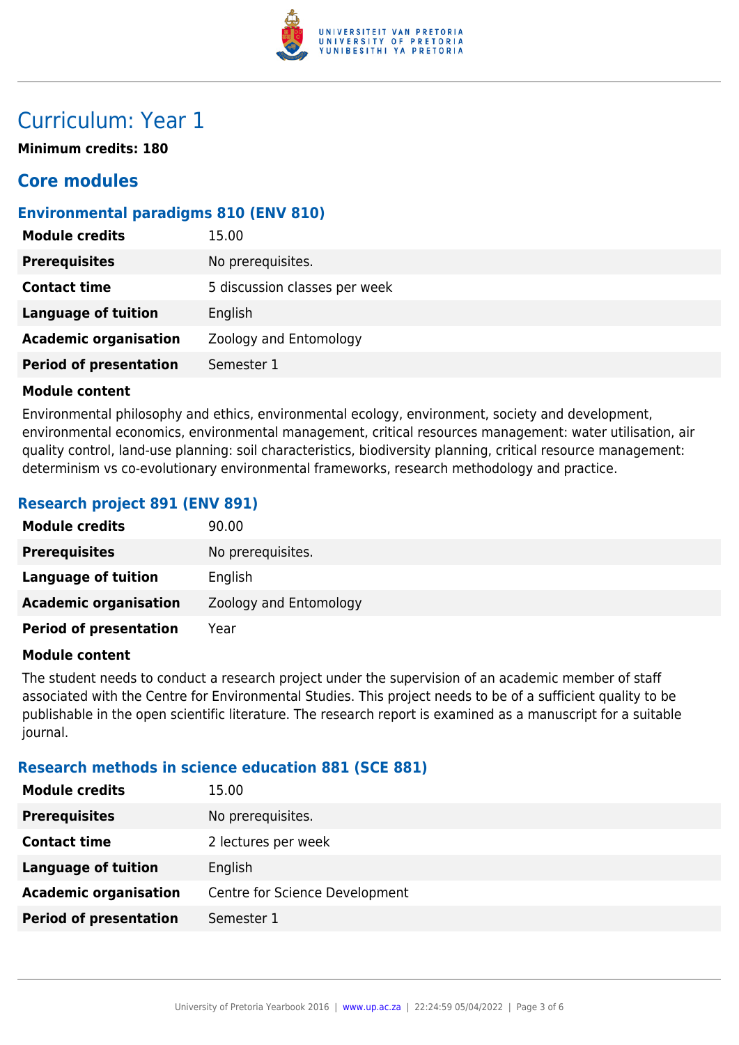# Curriculum: Year 1

**Minimum credits: 180**

## Core modules

### Environmental paradigms 810 (ENV 810)

| | |
|---|---|
| **Module credits** | 15.00 |
| **Prerequisites** | No prerequisites. |
| **Contact time** | 5 discussion classes per week |
| **Language of tuition** | English |
| **Academic organisation** | Zoology and Entomology |
| **Period of presentation** | Semester 1 |

**Module content**

Environmental philosophy and ethics, environmental ecology, environment, society and development, environmental economics, environmental management, critical resources management: water utilisation, air quality control, land-use planning: soil characteristics, biodiversity planning, critical resource management: determinism vs co-evolutionary environmental frameworks, research methodology and practice.

### Research project 891 (ENV 891)

| | |
|---|---|
| **Module credits** | 90.00 |
| **Prerequisites** | No prerequisites. |
| **Language of tuition** | English |
| **Academic organisation** | Zoology and Entomology |
| **Period of presentation** | Year |

**Module content**

The student needs to conduct a research project under the supervision of an academic member of staff associated with the Centre for Environmental Studies. This project needs to be of a sufficient quality to be publishable in the open scientific literature. The research report is examined as a manuscript for a suitable journal.

### Research methods in science education 881 (SCE 881)

| | |
|---|---|
| **Module credits** | 15.00 |
| **Prerequisites** | No prerequisites. |
| **Contact time** | 2 lectures per week |
| **Language of tuition** | English |
| **Academic organisation** | Centre for Science Development |
| **Period of presentation** | Semester 1 |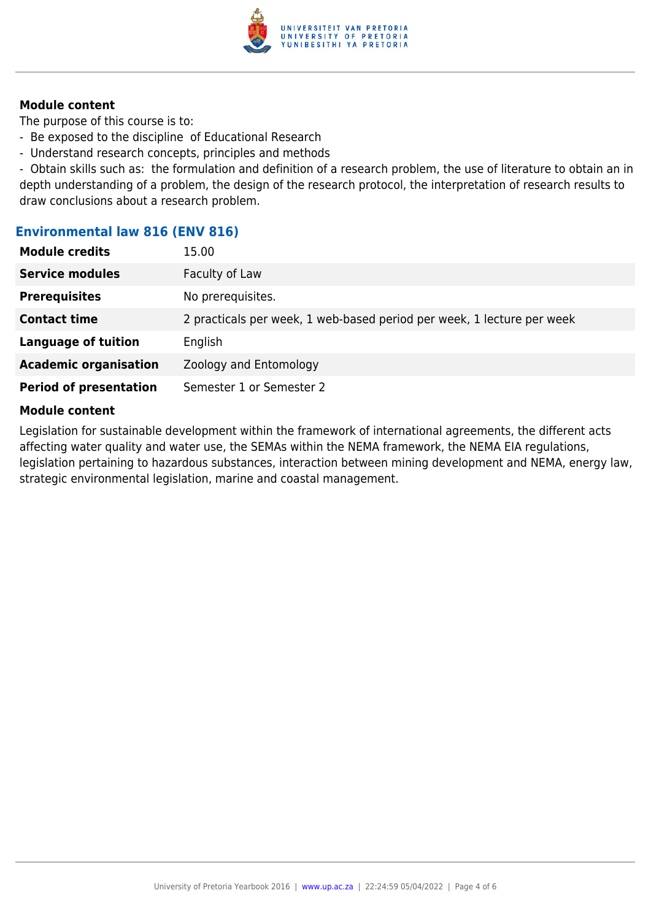#### Module content

The purpose of this course is to:

- Be exposed to the discipline of Educational Research
- Understand research concepts, principles and methods
- Obtain skills such as: the formulation and definition of a research problem, the use of literature to obtain an in depth understanding of a problem, the design of the research protocol, the interpretation of research results to draw conclusions about a research problem.

### Environmental law 816 (ENV 816)

| | |
|---|---|
| **Module credits** | 15.00 |
| **Service modules** | Faculty of Law |
| **Prerequisites** | No prerequisites. |
| **Contact time** | 2 practicals per week, 1 web-based period per week, 1 lecture per week |
| **Language of tuition** | English |
| **Academic organisation** | Zoology and Entomology |
| **Period of presentation** | Semester 1 or Semester 2 |

#### Module content

Legislation for sustainable development within the framework of international agreements, the different acts affecting water quality and water use, the SEMAs within the NEMA framework, the NEMA EIA regulations, legislation pertaining to hazardous substances, interaction between mining development and NEMA, energy law, strategic environmental legislation, marine and coastal management.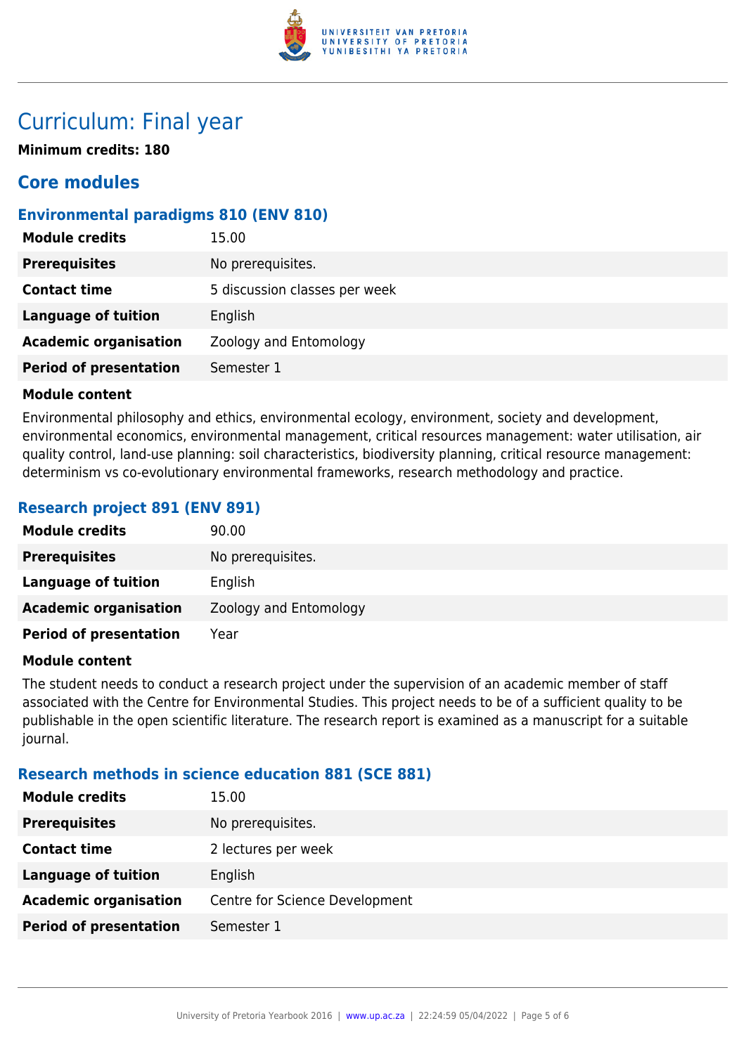# Curriculum: Final year

**Minimum credits: 180**

## Core modules

### Environmental paradigms 810 (ENV 810)

| | |
|---|---|
| **Module credits** | 15.00 |
| **Prerequisites** | No prerequisites. |
| **Contact time** | 5 discussion classes per week |
| **Language of tuition** | English |
| **Academic organisation** | Zoology and Entomology |
| **Period of presentation** | Semester 1 |

**Module content**

Environmental philosophy and ethics, environmental ecology, environment, society and development, environmental economics, environmental management, critical resources management: water utilisation, air quality control, land-use planning: soil characteristics, biodiversity planning, critical resource management: determinism vs co-evolutionary environmental frameworks, research methodology and practice.

### Research project 891 (ENV 891)

| | |
|---|---|
| **Module credits** | 90.00 |
| **Prerequisites** | No prerequisites. |
| **Language of tuition** | English |
| **Academic organisation** | Zoology and Entomology |
| **Period of presentation** | Year |

**Module content**

The student needs to conduct a research project under the supervision of an academic member of staff associated with the Centre for Environmental Studies. This project needs to be of a sufficient quality to be publishable in the open scientific literature. The research report is examined as a manuscript for a suitable journal.

### Research methods in science education 881 (SCE 881)

| | |
|---|---|
| **Module credits** | 15.00 |
| **Prerequisites** | No prerequisites. |
| **Contact time** | 2 lectures per week |
| **Language of tuition** | English |
| **Academic organisation** | Centre for Science Development |
| **Period of presentation** | Semester 1 |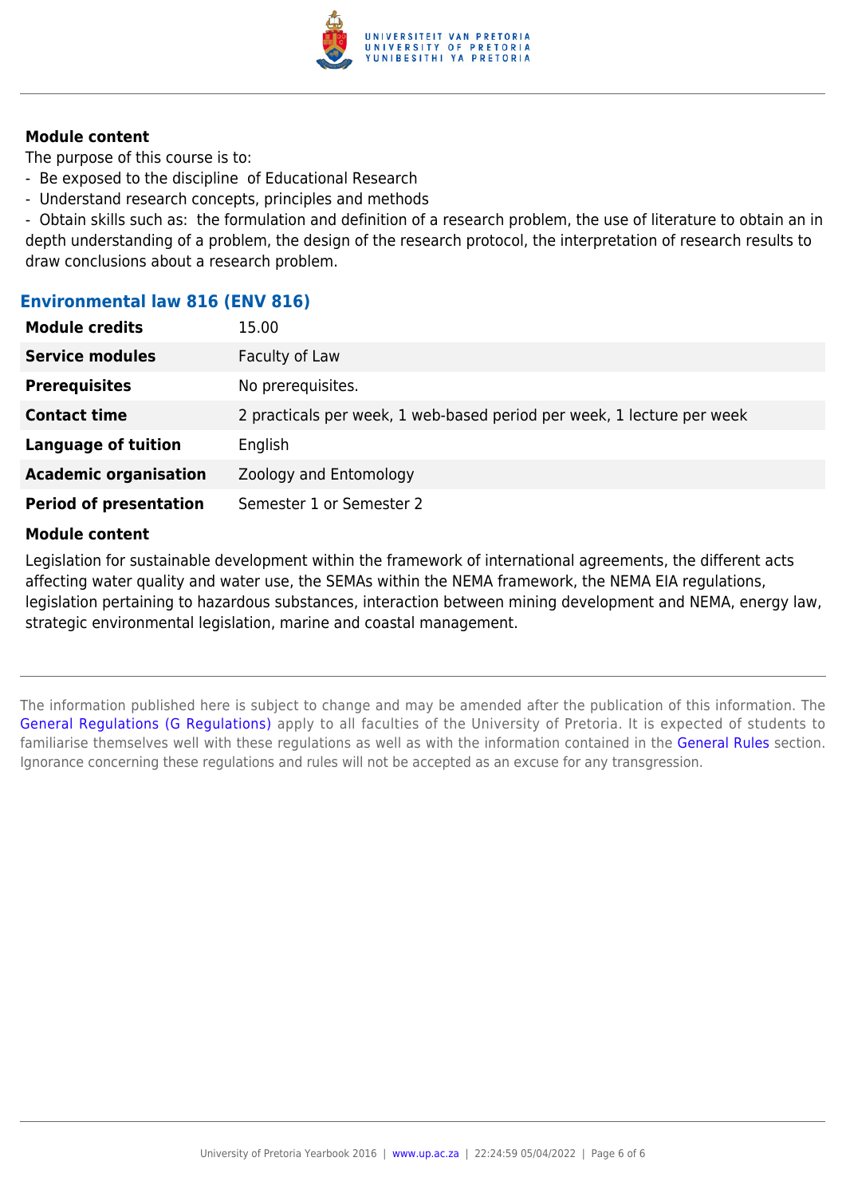**Module content**

The purpose of this course is to:

- Be exposed to the discipline of Educational Research
- Understand research concepts, principles and methods
- Obtain skills such as: the formulation and definition of a research problem, the use of literature to obtain an in depth understanding of a problem, the design of the research protocol, the interpretation of research results to draw conclusions about a research problem.

### Environmental law 816 (ENV 816)

| | |
|---|---|
| **Module credits** | 15.00 |
| **Service modules** | Faculty of Law |
| **Prerequisites** | No prerequisites. |
| **Contact time** | 2 practicals per week, 1 web-based period per week, 1 lecture per week |
| **Language of tuition** | English |
| **Academic organisation** | Zoology and Entomology |
| **Period of presentation** | Semester 1 or Semester 2 |

**Module content**

Legislation for sustainable development within the framework of international agreements, the different acts affecting water quality and water use, the SEMAs within the NEMA framework, the NEMA EIA regulations, legislation pertaining to hazardous substances, interaction between mining development and NEMA, energy law, strategic environmental legislation, marine and coastal management.

The information published here is subject to change and may be amended after the publication of this information. The General Regulations (G Regulations) apply to all faculties of the University of Pretoria. It is expected of students to familiarise themselves well with these regulations as well as with the information contained in the General Rules section. Ignorance concerning these regulations and rules will not be accepted as an excuse for any transgression.